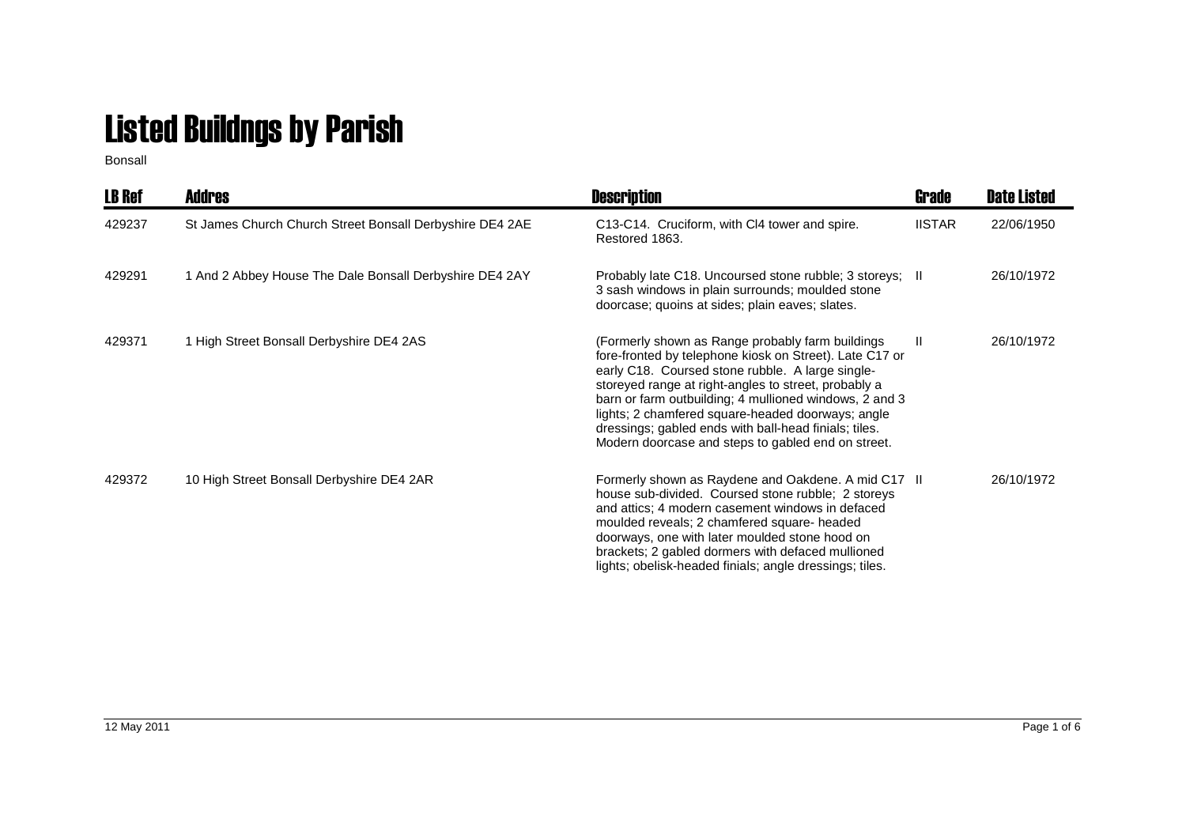# Listed Buildngs by Parish

Bonsall

| LB Ref | Addres | Description | Grade | Date Listed |
|---|---|---|---|---|
| 429237 | St James Church Church Street Bonsall Derbyshire DE4 2AE | C13-C14. Cruciform, with Cl4 tower and spire. Restored 1863. | IISTAR | 22/06/1950 |
| 429291 | 1 And 2 Abbey House The Dale Bonsall Derbyshire DE4 2AY | Probably late C18. Uncoursed stone rubble; 3 storeys; 3 sash windows in plain surrounds; moulded stone doorcase; quoins at sides; plain eaves; slates. | II | 26/10/1972 |
| 429371 | 1 High Street Bonsall Derbyshire DE4 2AS | (Formerly shown as Range probably farm buildings fore-fronted by telephone kiosk on Street). Late C17 or early C18. Coursed stone rubble. A large single-storeyed range at right-angles to street, probably a barn or farm outbuilding; 4 mullioned windows, 2 and 3 lights; 2 chamfered square-headed doorways; angle dressings; gabled ends with ball-head finials; tiles. Modern doorcase and steps to gabled end on street. | II | 26/10/1972 |
| 429372 | 10 High Street Bonsall Derbyshire DE4 2AR | Formerly shown as Raydene and Oakdene. A mid C17 house sub-divided. Coursed stone rubble; 2 storeys and attics; 4 modern casement windows in defaced moulded reveals; 2 chamfered square- headed doorways, one with later moulded stone hood on brackets; 2 gabled dormers with defaced mullioned lights; obelisk-headed finials; angle dressings; tiles. | II | 26/10/1972 |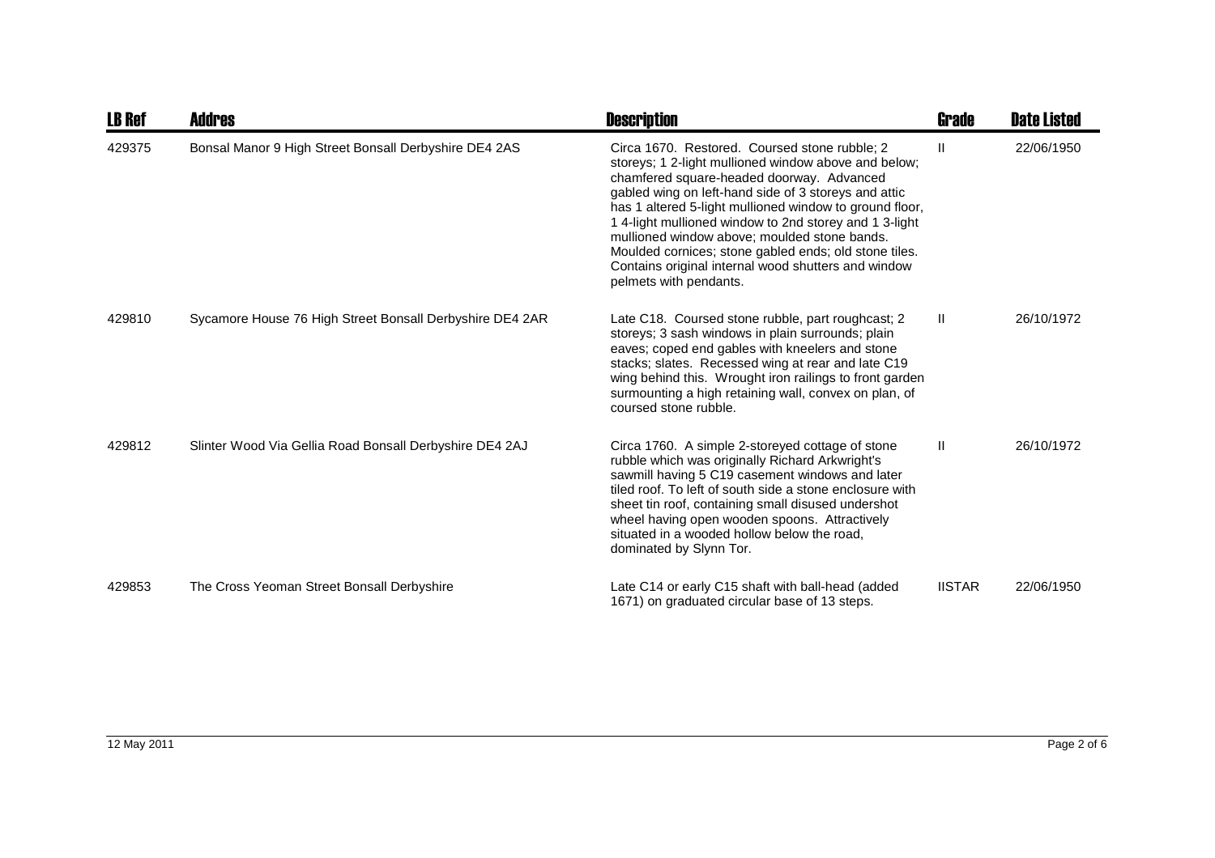| LB Ref | Addres | Description | Grade | Date Listed |
|---|---|---|---|---|
| 429375 | Bonsal Manor 9 High Street Bonsall Derbyshire DE4 2AS | Circa 1670. Restored. Coursed stone rubble; 2 storeys; 1 2-light mullioned window above and below; chamfered square-headed doorway. Advanced gabled wing on left-hand side of 3 storeys and attic has 1 altered 5-light mullioned window to ground floor, 1 4-light mullioned window to 2nd storey and 1 3-light mullioned window above; moulded stone bands. Moulded cornices; stone gabled ends; old stone tiles. Contains original internal wood shutters and window pelmets with pendants. | II | 22/06/1950 |
| 429810 | Sycamore House 76 High Street Bonsall Derbyshire DE4 2AR | Late C18. Coursed stone rubble, part roughcast; 2 storeys; 3 sash windows in plain surrounds; plain eaves; coped end gables with kneelers and stone stacks; slates. Recessed wing at rear and late C19 wing behind this. Wrought iron railings to front garden surmounting a high retaining wall, convex on plan, of coursed stone rubble. | II | 26/10/1972 |
| 429812 | Slinter Wood Via Gellia Road Bonsall Derbyshire DE4 2AJ | Circa 1760. A simple 2-storeyed cottage of stone rubble which was originally Richard Arkwright's sawmill having 5 C19 casement windows and later tiled roof. To left of south side a stone enclosure with sheet tin roof, containing small disused undershot wheel having open wooden spoons. Attractively situated in a wooded hollow below the road, dominated by Slynn Tor. | II | 26/10/1972 |
| 429853 | The Cross Yeoman Street Bonsall Derbyshire | Late C14 or early C15 shaft with ball-head (added 1671) on graduated circular base of 13 steps. | IISTAR | 22/06/1950 |

12 May 2011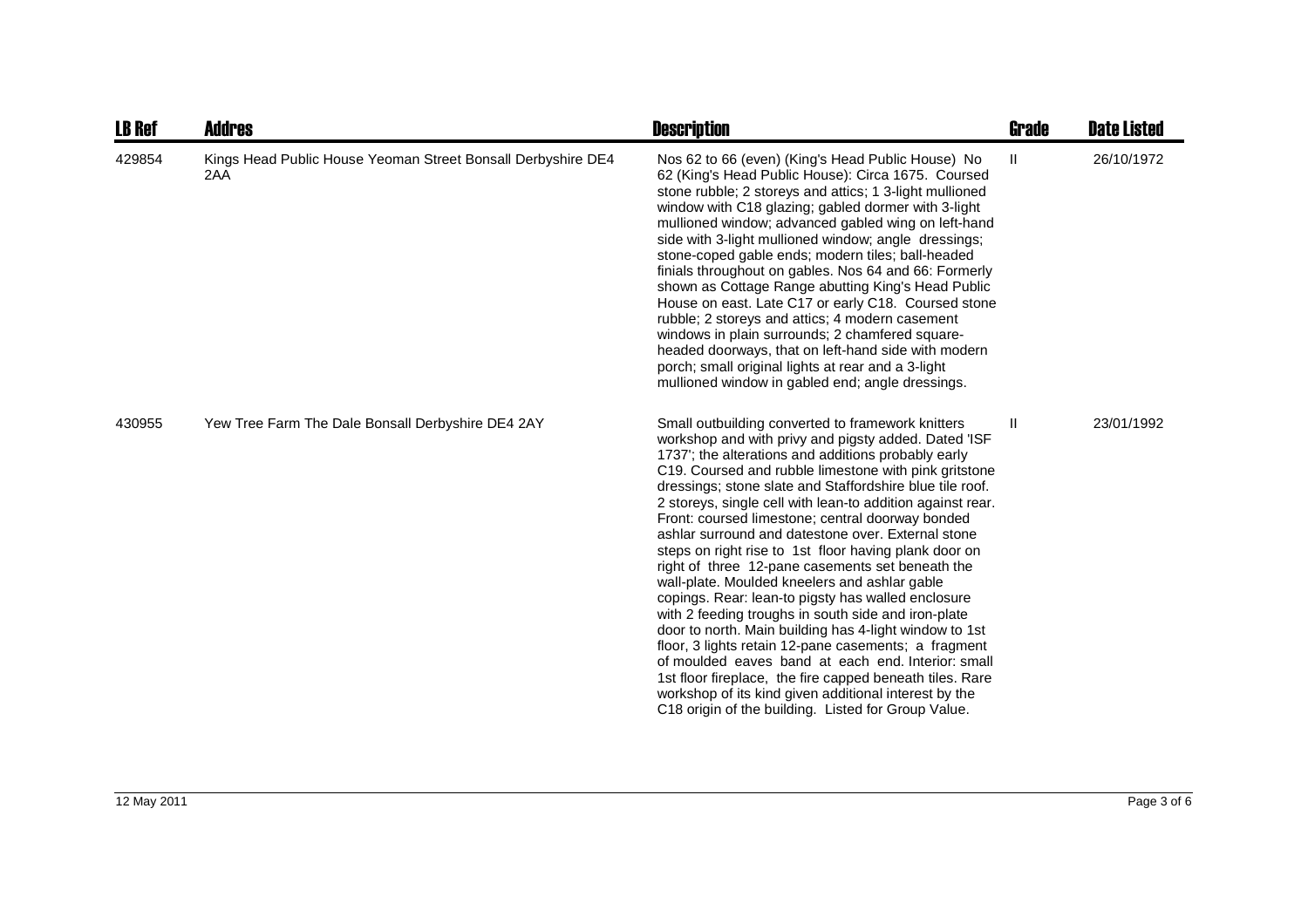| LB Ref | Addres | Description | Grade | Date Listed |
|---|---|---|---|---|
| 429854 | Kings Head Public House Yeoman Street Bonsall Derbyshire DE4 2AA | Nos 62 to 66 (even) (King's Head Public House) No 62 (King's Head Public House): Circa 1675. Coursed stone rubble; 2 storeys and attics; 1 3-light mullioned window with C18 glazing; gabled dormer with 3-light mullioned window; advanced gabled wing on left-hand side with 3-light mullioned window; angle dressings; stone-coped gable ends; modern tiles; ball-headed finials throughout on gables. Nos 64 and 66: Formerly shown as Cottage Range abutting King's Head Public House on east. Late C17 or early C18. Coursed stone rubble; 2 storeys and attics; 4 modern casement windows in plain surrounds; 2 chamfered square-headed doorways, that on left-hand side with modern porch; small original lights at rear and a 3-light mullioned window in gabled end; angle dressings. | II | 26/10/1972 |
| 430955 | Yew Tree Farm The Dale Bonsall Derbyshire DE4 2AY | Small outbuilding converted to framework knitters workshop and with privy and pigsty added. Dated 'ISF 1737'; the alterations and additions probably early C19. Coursed and rubble limestone with pink gritstone dressings; stone slate and Staffordshire blue tile roof. 2 storeys, single cell with lean-to addition against rear. Front: coursed limestone; central doorway bonded ashlar surround and datestone over. External stone steps on right rise to 1st floor having plank door on right of three 12-pane casements set beneath the wall-plate. Moulded kneelers and ashlar gable copings. Rear: lean-to pigsty has walled enclosure with 2 feeding troughs in south side and iron-plate door to north. Main building has 4-light window to 1st floor, 3 lights retain 12-pane casements; a fragment of moulded eaves band at each end. Interior: small 1st floor fireplace, the fire capped beneath tiles. Rare workshop of its kind given additional interest by the C18 origin of the building. Listed for Group Value. | II | 23/01/1992 |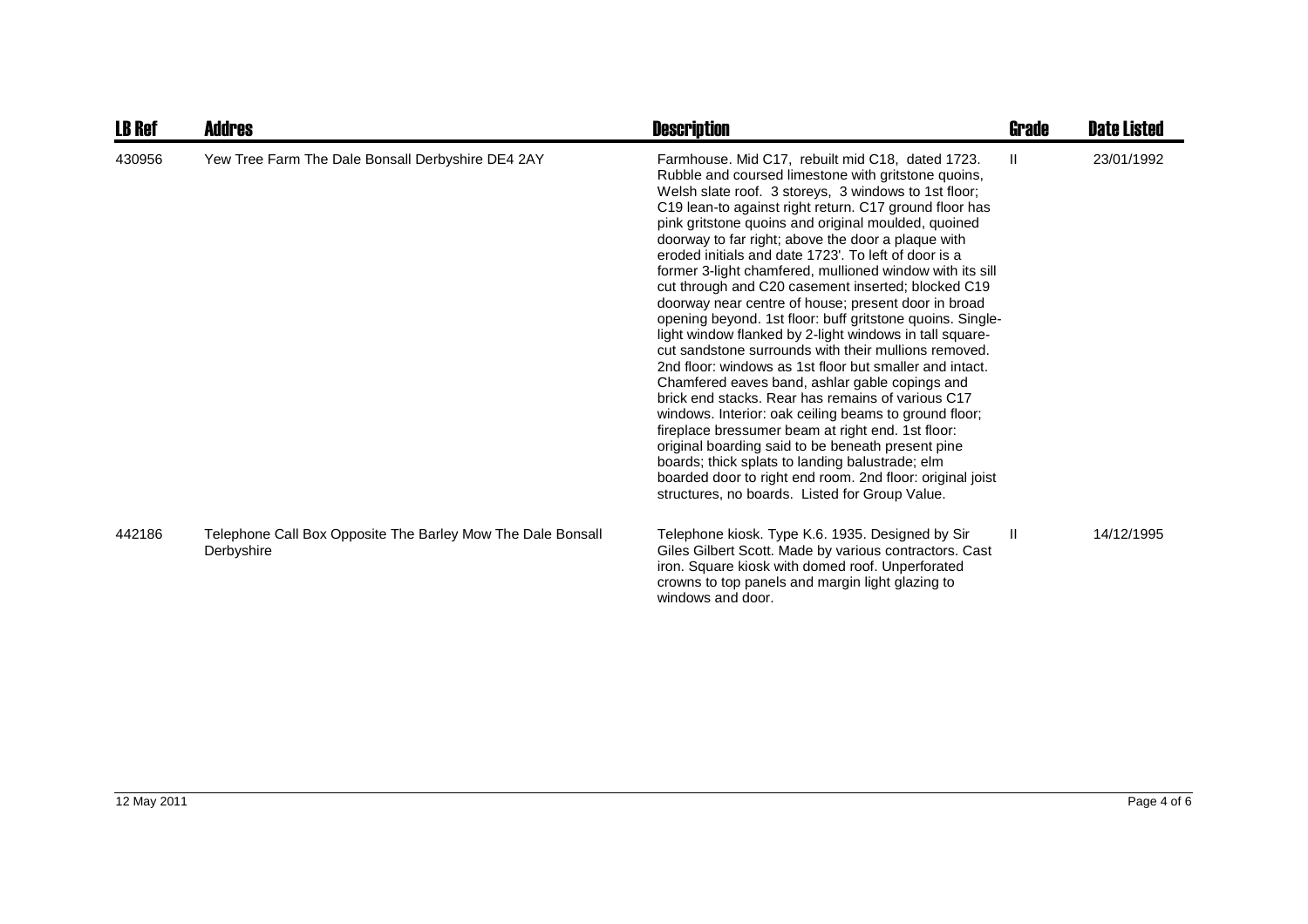| LB Ref | Addres | Description | Grade | Date Listed |
| --- | --- | --- | --- | --- |
| 430956 | Yew Tree Farm The Dale Bonsall Derbyshire DE4 2AY | Farmhouse. Mid C17, rebuilt mid C18, dated 1723. Rubble and coursed limestone with gritstone quoins, Welsh slate roof. 3 storeys, 3 windows to 1st floor; C19 lean-to against right return. C17 ground floor has pink gritstone quoins and original moulded, quoined doorway to far right; above the door a plaque with eroded initials and date 1723'. To left of door is a former 3-light chamfered, mullioned window with its sill cut through and C20 casement inserted; blocked C19 doorway near centre of house; present door in broad opening beyond. 1st floor: buff gritstone quoins. Single-light window flanked by 2-light windows in tall square-cut sandstone surrounds with their mullions removed. 2nd floor: windows as 1st floor but smaller and intact. Chamfered eaves band, ashlar gable copings and brick end stacks. Rear has remains of various C17 windows. Interior: oak ceiling beams to ground floor; fireplace bressumer beam at right end. 1st floor: original boarding said to be beneath present pine boards; thick splats to landing balustrade; elm boarded door to right end room. 2nd floor: original joist structures, no boards. Listed for Group Value. | II | 23/01/1992 |
| 442186 | Telephone Call Box Opposite The Barley Mow The Dale Bonsall Derbyshire | Telephone kiosk. Type K.6. 1935. Designed by Sir Giles Gilbert Scott. Made by various contractors. Cast iron. Square kiosk with domed roof. Unperforated crowns to top panels and margin light glazing to windows and door. | II | 14/12/1995 |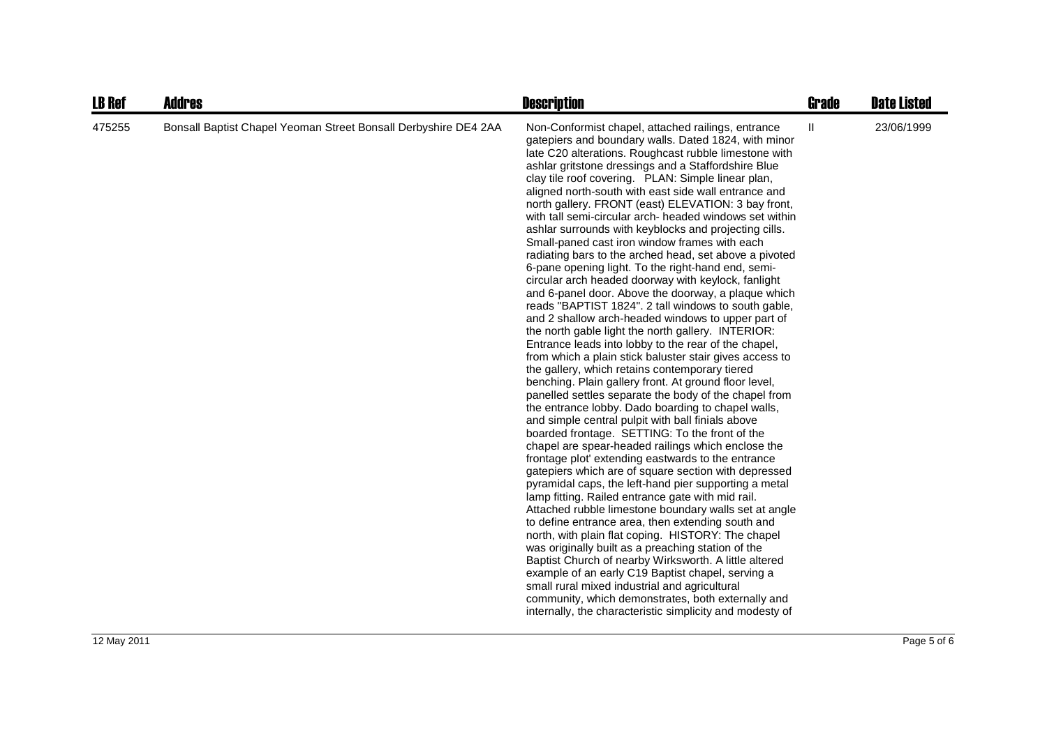| LB Ref | Addres | Description | Grade | Date Listed |
| --- | --- | --- | --- | --- |
| 475255 | Bonsall Baptist Chapel Yeoman Street Bonsall Derbyshire DE4 2AA | Non-Conformist chapel, attached railings, entrance gatepiers and boundary walls. Dated 1824, with minor late C20 alterations. Roughcast rubble limestone with ashlar gritstone dressings and a Staffordshire Blue clay tile roof covering. PLAN: Simple linear plan, aligned north-south with east side wall entrance and north gallery. FRONT (east) ELEVATION: 3 bay front, with tall semi-circular arch- headed windows set within ashlar surrounds with keyblocks and projecting cills. Small-paned cast iron window frames with each radiating bars to the arched head, set above a pivoted 6-pane opening light. To the right-hand end, semi-circular arch headed doorway with keylock, fanlight and 6-panel door. Above the doorway, a plaque which reads "BAPTIST 1824". 2 tall windows to south gable, and 2 shallow arch-headed windows to upper part of the north gable light the north gallery. INTERIOR: Entrance leads into lobby to the rear of the chapel, from which a plain stick baluster stair gives access to the gallery, which retains contemporary tiered benching. Plain gallery front. At ground floor level, panelled settles separate the body of the chapel from the entrance lobby. Dado boarding to chapel walls, and simple central pulpit with ball finials above boarded frontage. SETTING: To the front of the chapel are spear-headed railings which enclose the frontage plot' extending eastwards to the entrance gatepiers which are of square section with depressed pyramidal caps, the left-hand pier supporting a metal lamp fitting. Railed entrance gate with mid rail. Attached rubble limestone boundary walls set at angle to define entrance area, then extending south and north, with plain flat coping. HISTORY: The chapel was originally built as a preaching station of the Baptist Church of nearby Wirksworth. A little altered example of an early C19 Baptist chapel, serving a small rural mixed industrial and agricultural community, which demonstrates, both externally and internally, the characteristic simplicity and modesty of | II | 23/06/1999 |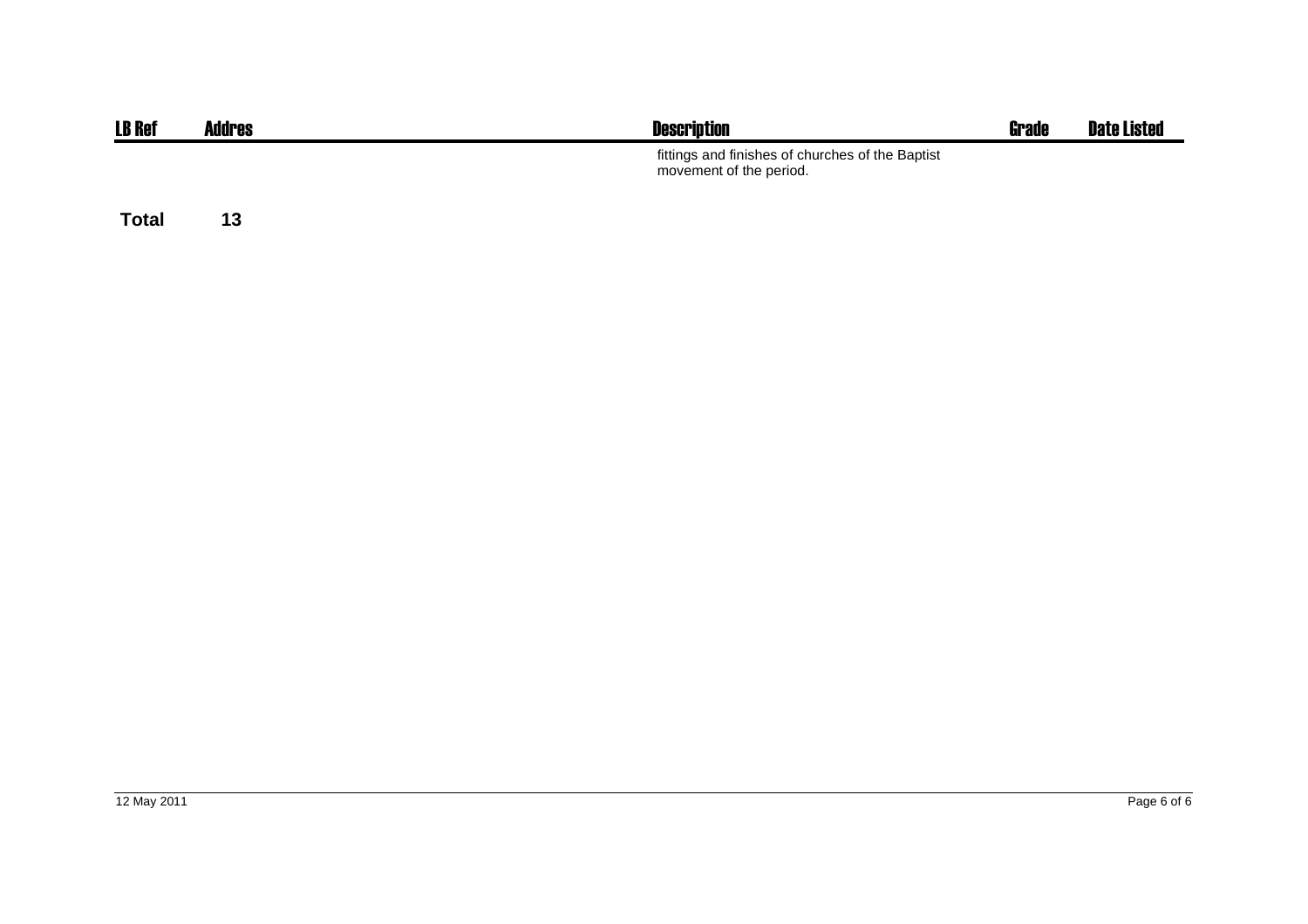| LB Ref | Addres | Description | Grade | Date Listed |
| --- | --- | --- | --- | --- |
| | | fittings and finishes of churches of the Baptist movement of the period. | | |

**Total** **13**